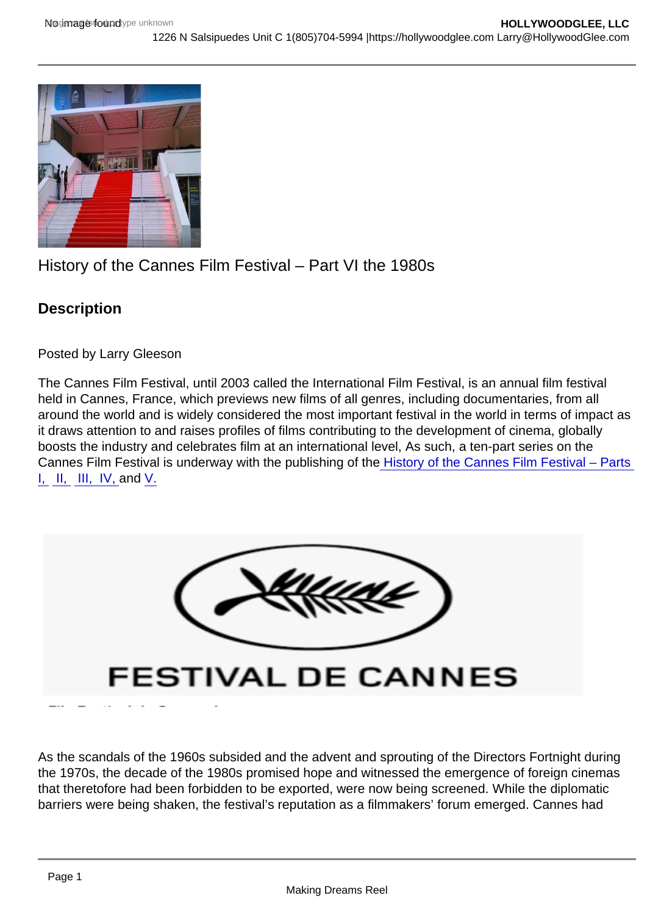History of the Cannes Film Festival – Part VI the 1980s

## Description

Posted by Larry Gleeson

The Cannes Film Festival, until 2003 called the International Film Festival, is an annual film festival held in Cannes, France, which previews new films of all genres, including documentaries, from all around the world and is widely considered the most important festival in the world in terms of impact as it draws attention to and raises profiles of films contributing to the development of cinema, globally boosts the industry and celebrates film at an international level, As such, a ten-part series on the Cannes Film Festival is underway with the publishing of the History of the Cannes Film Festival – Parts I, II, III, IV, and V.

As the scandals of the 1960s subsided and the advent and sprouting of the Directors Fortnight during the 1970s, the decade of the 1980s promised hope and witnessed the emergence of foreign cinemas that theretofore had been forbidden to be exported, were now being screened. While the diplomatic barriers were being shaken, the festival's reputation as a filmmakers' forum emerged. Cannes had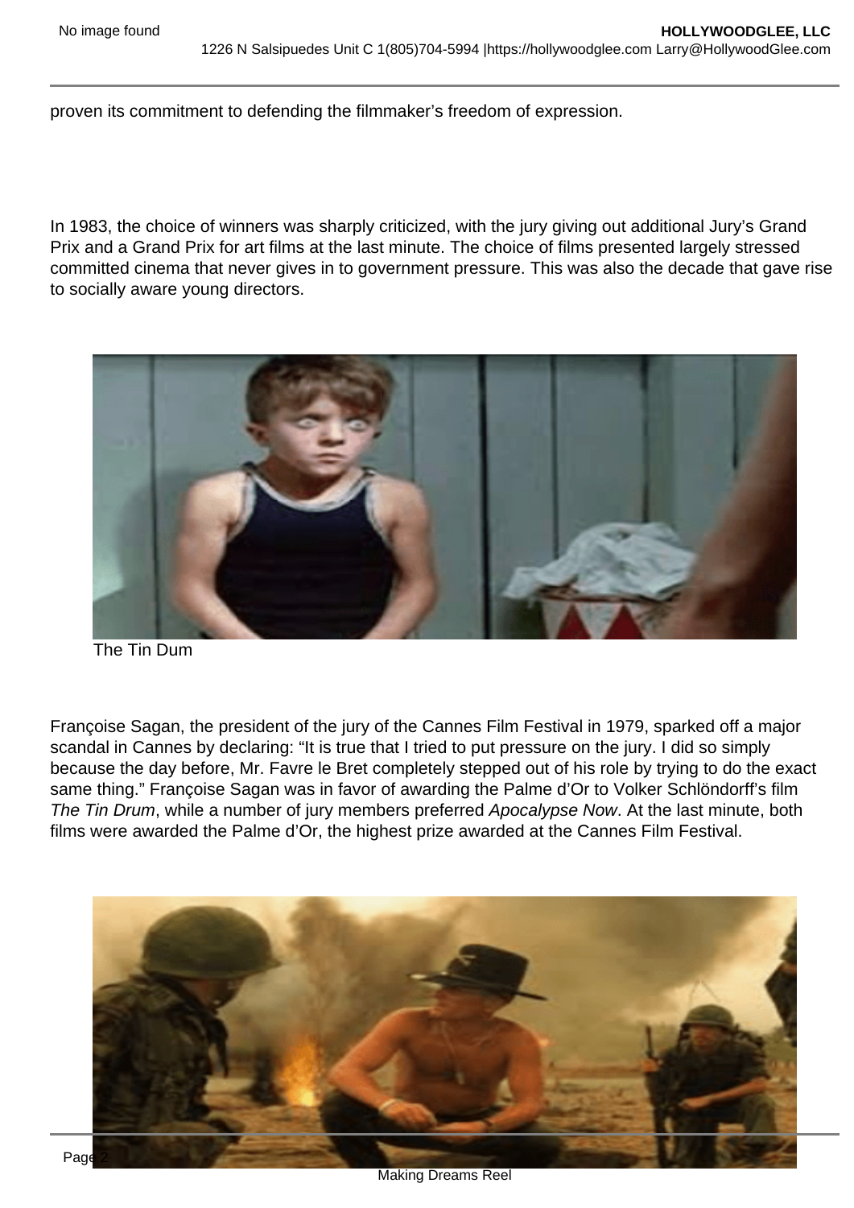proven its commitment to defending the filmmaker's freedom of expression.

In 1983, the choice of winners was sharply criticized, with the jury giving out additional Jury's Grand Prix and a Grand Prix for art films at the last minute. The choice of films presented largely stressed committed cinema that never gives in to government pressure. This was also the decade that gave rise to socially aware young directors.

The Tin Dum

Françoise Sagan, the president of the jury of the Cannes Film Festival in 1979, sparked off a major scandal in Cannes by declaring: "It is true that I tried to put pressure on the jury. I did so simply because the day before, Mr. Favre le Bret completely stepped out of his role by trying to do the exact same thing." Françoise Sagan was in favor of awarding the Palme d'Or to Volker Schlöndorff's film *The Tin Drum*, while a number of jury members preferred *Apocalypse Now*. At the last minute, both films were awarded the Palme d'Or, the highest prize awarded at the Cannes Film Festival.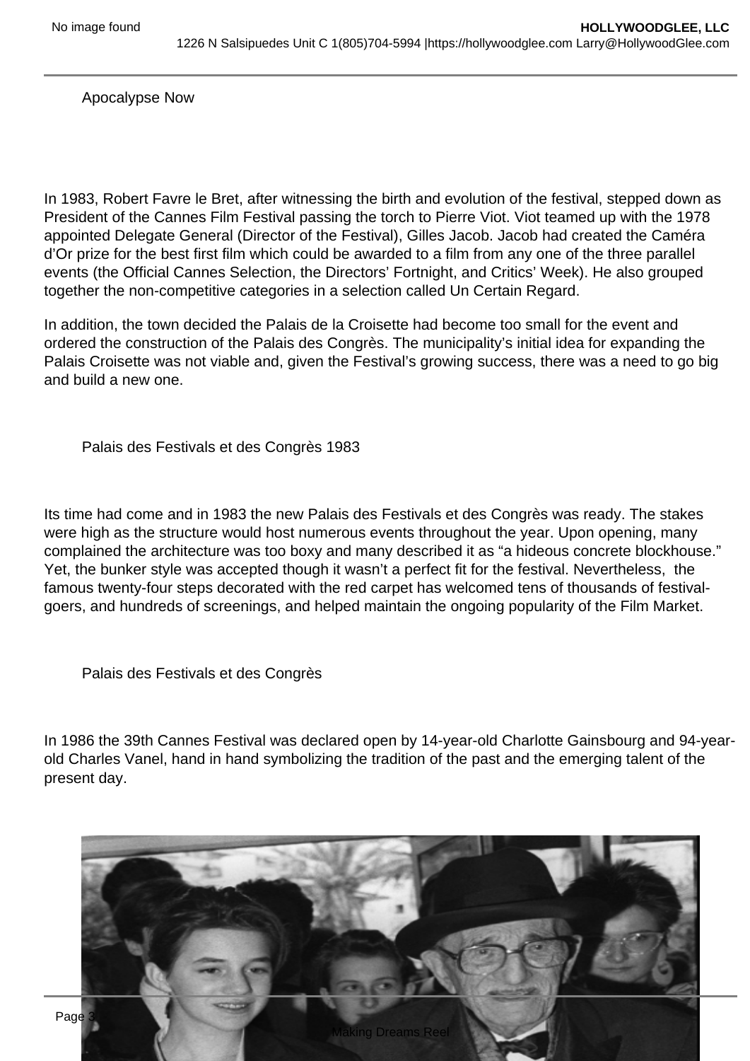Apocalypse Now

In 1983, Robert Favre le Bret, after witnessing the birth and evolution of the festival, stepped down as President of the Cannes Film Festival passing the torch to Pierre Viot. Viot teamed up with the 1978 appointed Delegate General (Director of the Festival), Gilles Jacob. Jacob had created the Caméra d'Or prize for the best first film which could be awarded to a film from any one of the three parallel events (the Official Cannes Selection, the Directors' Fortnight, and Critics' Week). He also grouped together the non-competitive categories in a selection called Un Certain Regard.

In addition, the town decided the Palais de la Croisette had become too small for the event and ordered the construction of the Palais des Congrès. The municipality's initial idea for expanding the Palais Croisette was not viable and, given the Festival's growing success, there was a need to go big and build a new one.

Palais des Festivals et des Congrès 1983

Its time had come and in 1983 the new Palais des Festivals et des Congrès was ready. The stakes were high as the structure would host numerous events throughout the year. Upon opening, many complained the architecture was too boxy and many described it as "a hideous concrete blockhouse." Yet, the bunker style was accepted though it wasn't a perfect fit for the festival. Nevertheless, the famous twenty-four steps decorated with the red carpet has welcomed tens of thousands of festival-goers, and hundreds of screenings, and helped maintain the ongoing popularity of the Film Market.

Palais des Festivals et des Congrès

In 1986 the 39th Cannes Festival was declared open by 14-year-old Charlotte Gainsbourg and 94-year-old Charles Vanel, hand in hand symbolizing the tradition of the past and the emerging talent of the present day.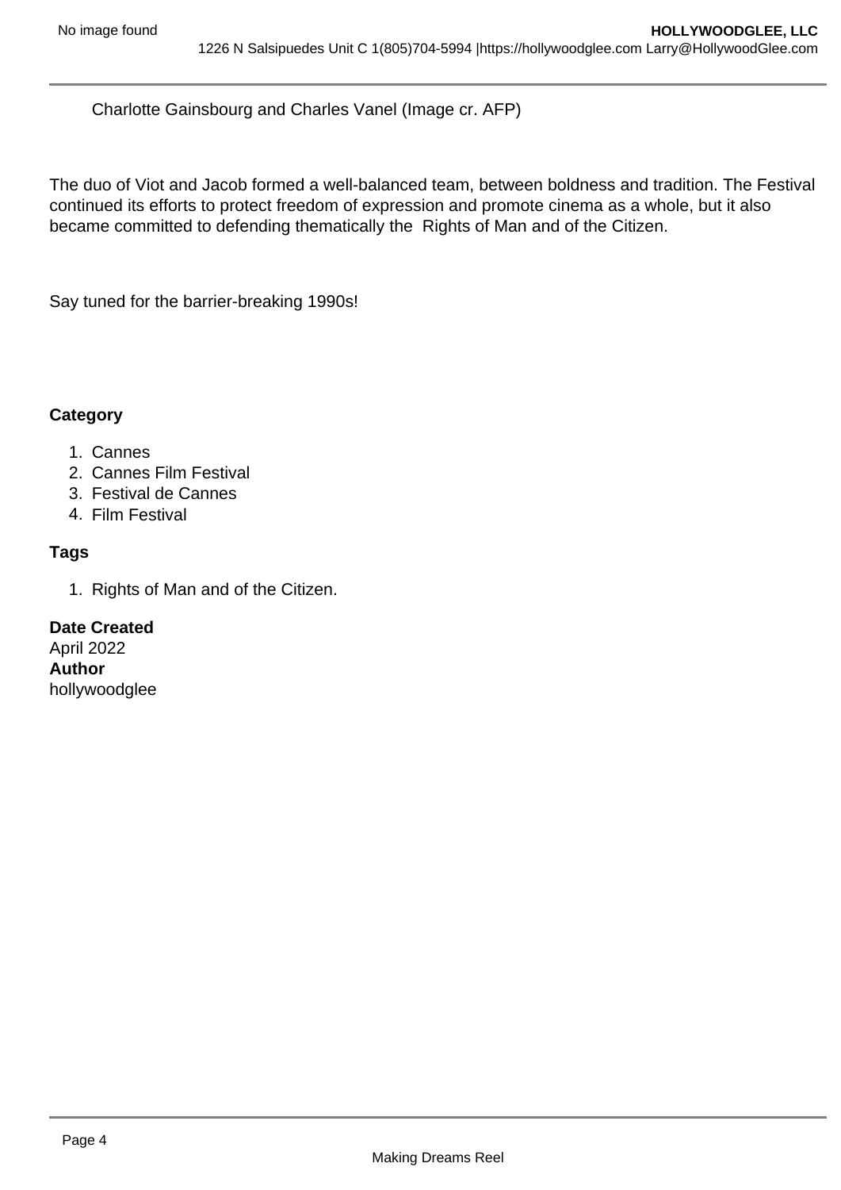Charlotte Gainsbourg and Charles Vanel (Image cr. AFP)

The duo of Viot and Jacob formed a well-balanced team, between boldness and tradition. The Festival continued its efforts to protect freedom of expression and promote cinema as a whole, but it also became committed to defending thematically the Rights of Man and of the Citizen.

Say tuned for the barrier-breaking 1990s!

**Category**

1. Cannes
2. Cannes Film Festival
3. Festival de Cannes
4. Film Festival

**Tags**

1. Rights of Man and of the Citizen.

**Date Created**
April 2022
**Author**
hollywoodglee